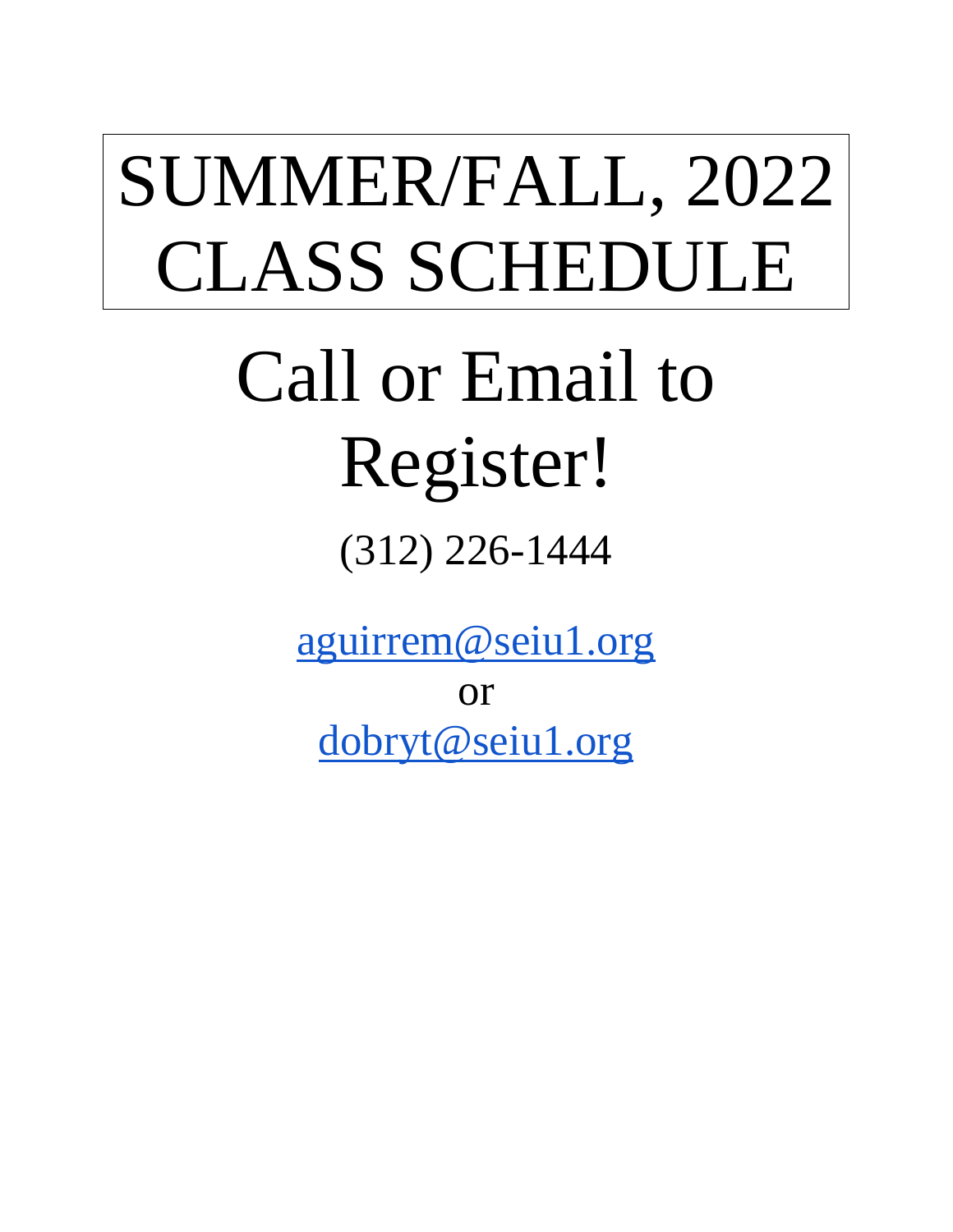# SUMMER/FALL, 2022 CLASS SCHEDULE

# Call or Email to Register!

(312) 226-1444

aguirrem@seiu1.org

or

dobryt@seiu1.org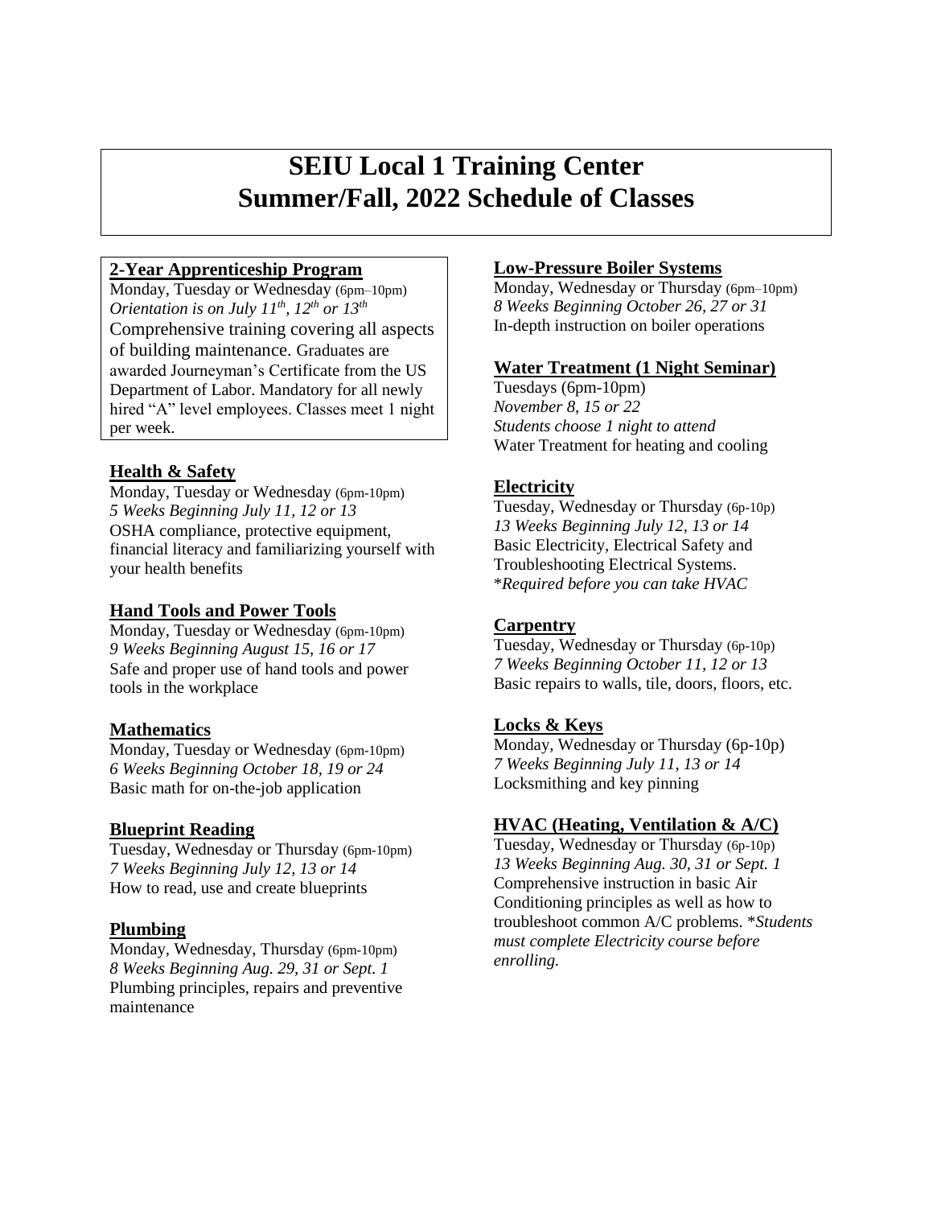# SEIU Local 1 Training Center
# Summer/Fall, 2022 Schedule of Classes

### 2-Year Apprenticeship Program

Monday, Tuesday or Wednesday (6pm–10pm)
*Orientation is on July 11th, 12th or 13th*
Comprehensive training covering all aspects of building maintenance. Graduates are awarded Journeyman's Certificate from the US Department of Labor. Mandatory for all newly hired "A" level employees. Classes meet 1 night per week.

### Health & Safety

Monday, Tuesday or Wednesday (6pm-10pm)
*5 Weeks Beginning July 11, 12 or 13*
OSHA compliance, protective equipment, financial literacy and familiarizing yourself with your health benefits

### Hand Tools and Power Tools

Monday, Tuesday or Wednesday (6pm-10pm)
*9 Weeks Beginning August 15, 16 or 17*
Safe and proper use of hand tools and power tools in the workplace

### Mathematics

Monday, Tuesday or Wednesday (6pm-10pm)
*6 Weeks Beginning October 18, 19 or 24*
Basic math for on-the-job application

### Blueprint Reading

Tuesday, Wednesday or Thursday (6pm-10pm)
*7 Weeks Beginning July 12, 13 or 14*
How to read, use and create blueprints

### Plumbing

Monday, Wednesday, Thursday (6pm-10pm)
*8 Weeks Beginning Aug. 29, 31 or Sept. 1*
Plumbing principles, repairs and preventive maintenance

### Low-Pressure Boiler Systems

Monday, Wednesday or Thursday (6pm–10pm)
*8 Weeks Beginning October 26, 27 or 31*
In-depth instruction on boiler operations

### Water Treatment (1 Night Seminar)

Tuesdays (6pm-10pm)
*November 8, 15 or 22*
*Students choose 1 night to attend*
Water Treatment for heating and cooling

### Electricity

Tuesday, Wednesday or Thursday (6p-10p)
*13 Weeks Beginning July 12, 13 or 14*
Basic Electricity, Electrical Safety and Troubleshooting Electrical Systems.
*\*Required before you can take HVAC*

### Carpentry

Tuesday, Wednesday or Thursday (6p-10p)
*7 Weeks Beginning October 11, 12 or 13*
Basic repairs to walls, tile, doors, floors, etc.

### Locks & Keys

Monday, Wednesday or Thursday (6p-10p)
*7 Weeks Beginning July 11, 13 or 14*
Locksmithing and key pinning

### HVAC (Heating, Ventilation & A/C)

Tuesday, Wednesday or Thursday (6p-10p)
*13 Weeks Beginning Aug. 30, 31 or Sept. 1*
Comprehensive instruction in basic Air Conditioning principles as well as how to troubleshoot common A/C problems. *\*Students must complete Electricity course before enrolling.*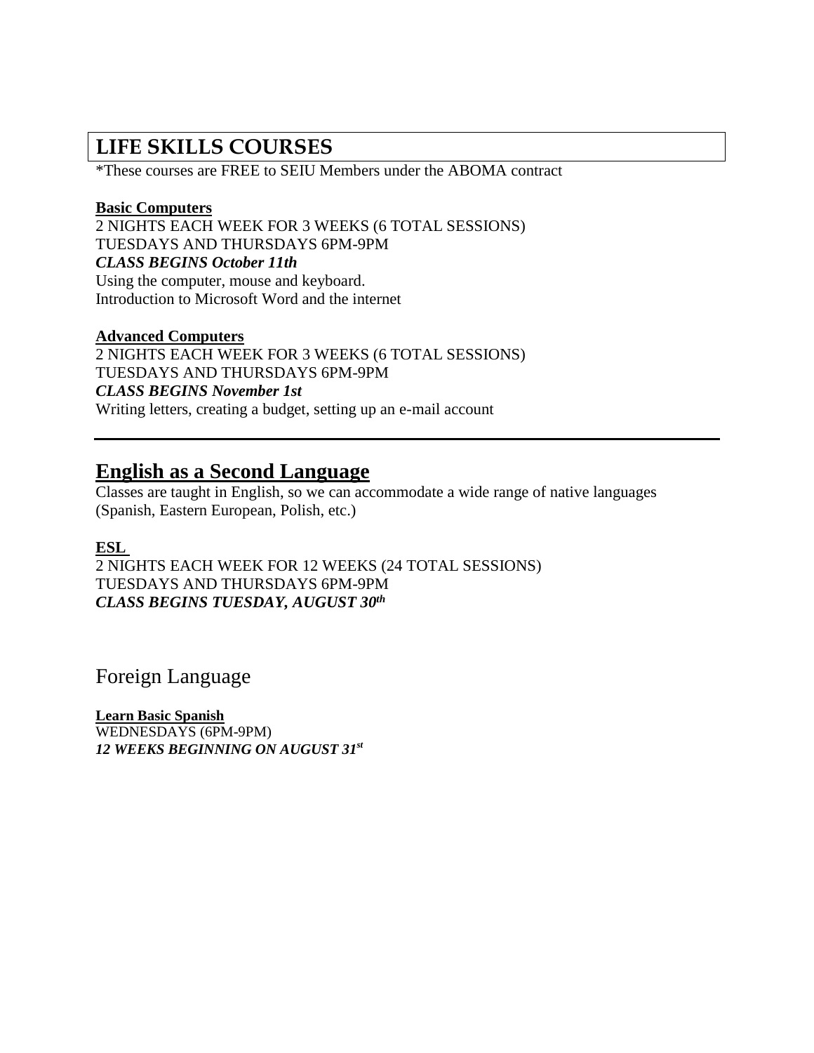## LIFE SKILLS COURSES

*These courses are FREE to SEIU Members under the ABOMA contract

**Basic Computers**
2 NIGHTS EACH WEEK FOR 3 WEEKS (6 TOTAL SESSIONS)
TUESDAYS AND THURSDAYS 6PM-9PM
***CLASS BEGINS October 11th***
Using the computer, mouse and keyboard.
Introduction to Microsoft Word and the internet

**Advanced Computers**
2 NIGHTS EACH WEEK FOR 3 WEEKS (6 TOTAL SESSIONS)
TUESDAYS AND THURSDAYS 6PM-9PM
***CLASS BEGINS November 1st***
Writing letters, creating a budget, setting up an e-mail account

---

## English as a Second Language

Classes are taught in English, so we can accommodate a wide range of native languages (Spanish, Eastern European, Polish, etc.)

**ESL**
2 NIGHTS EACH WEEK FOR 12 WEEKS (24 TOTAL SESSIONS)
TUESDAYS AND THURSDAYS 6PM-9PM
***CLASS BEGINS TUESDAY, AUGUST 30th***

## Foreign Language

**Learn Basic Spanish**
WEDNESDAYS (6PM-9PM)
***12 WEEKS BEGINNING ON AUGUST 31st***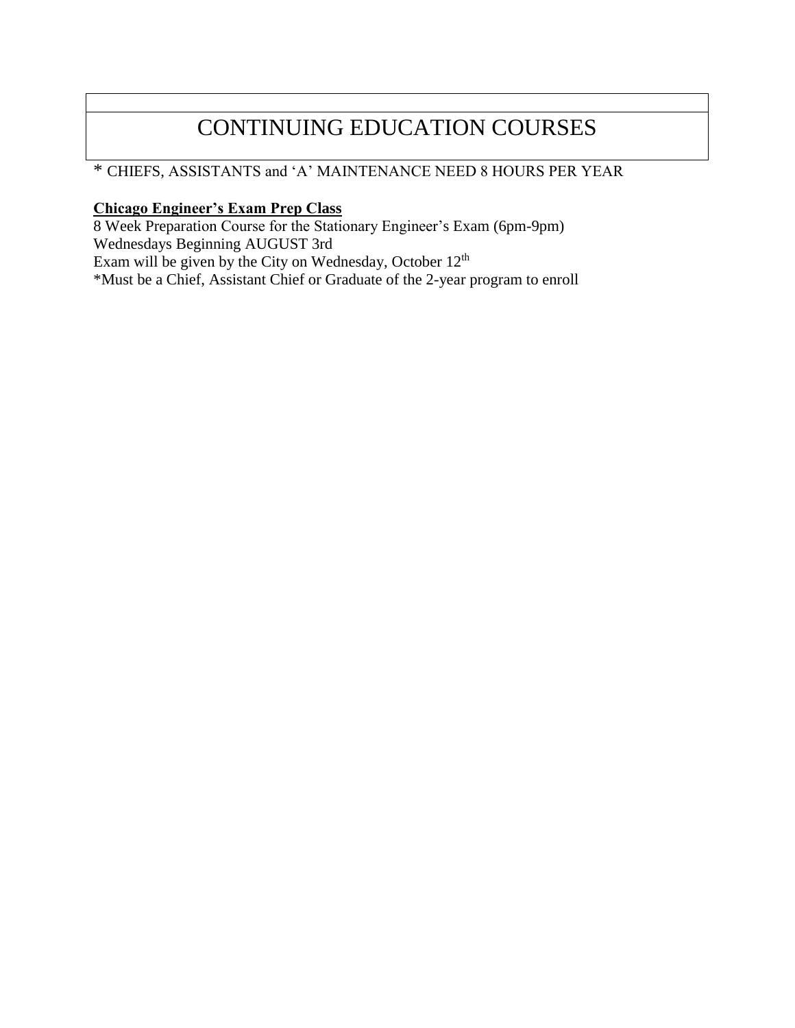# CONTINUING EDUCATION COURSES

* CHIEFS, ASSISTANTS and 'A' MAINTENANCE NEED 8 HOURS PER YEAR

**Chicago Engineer's Exam Prep Class**

8 Week Preparation Course for the Stationary Engineer's Exam (6pm-9pm)
Wednesdays Beginning AUGUST 3rd
Exam will be given by the City on Wednesday, October 12th
*Must be a Chief, Assistant Chief or Graduate of the 2-year program to enroll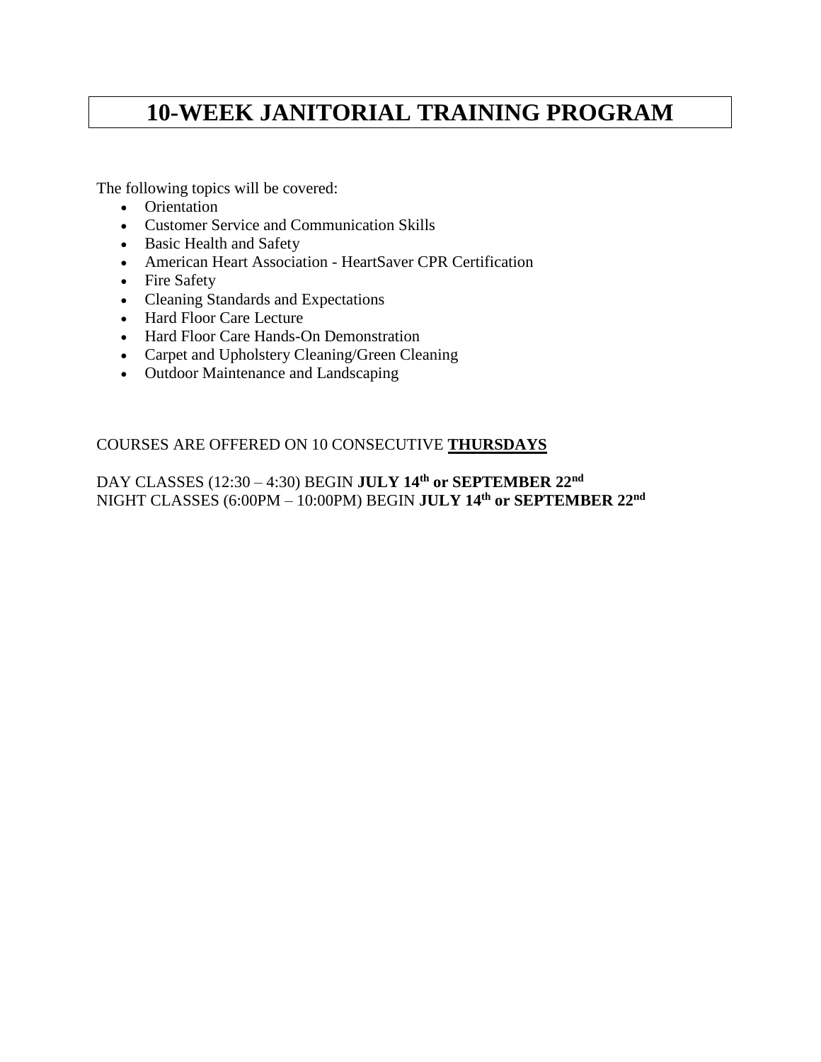# 10-WEEK JANITORIAL TRAINING PROGRAM

The following topics will be covered:

- Orientation
- Customer Service and Communication Skills
- Basic Health and Safety
- American Heart Association - HeartSaver CPR Certification
- Fire Safety
- Cleaning Standards and Expectations
- Hard Floor Care Lecture
- Hard Floor Care Hands-On Demonstration
- Carpet and Upholstery Cleaning/Green Cleaning
- Outdoor Maintenance and Landscaping

COURSES ARE OFFERED ON 10 CONSECUTIVE **THURSDAYS**

DAY CLASSES (12:30 – 4:30) BEGIN **JULY 14th or SEPTEMBER 22nd**
NIGHT CLASSES (6:00PM – 10:00PM) BEGIN **JULY 14th or SEPTEMBER 22nd**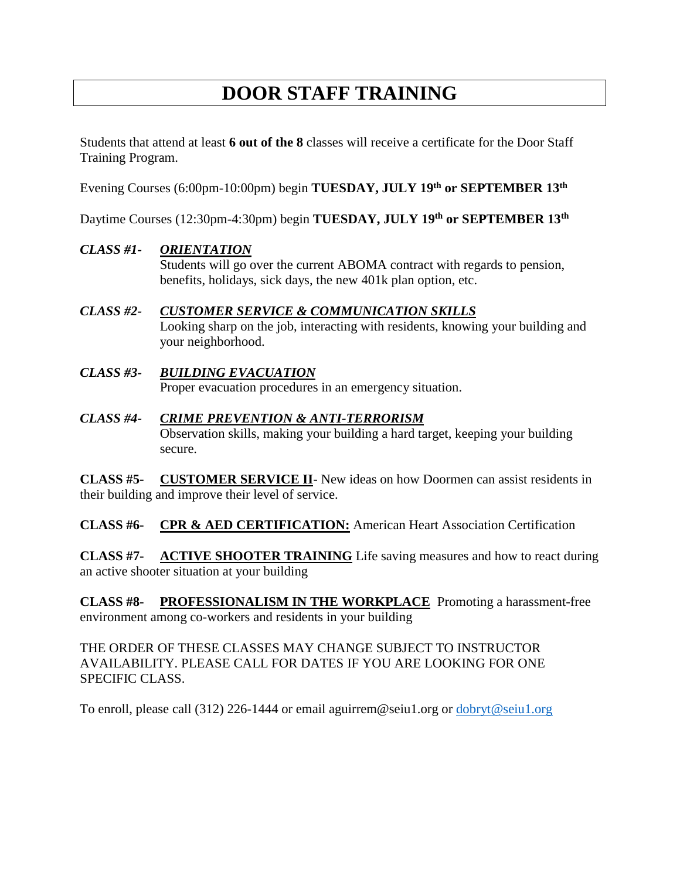# DOOR STAFF TRAINING

Students that attend at least **6 out of the 8** classes will receive a certificate for the Door Staff Training Program.

Evening Courses (6:00pm-10:00pm) begin **TUESDAY, JULY 19th or SEPTEMBER 13th**

Daytime Courses (12:30pm-4:30pm) begin **TUESDAY, JULY 19th or SEPTEMBER 13th**

***CLASS #1-*** ***ORIENTATION***
Students will go over the current ABOMA contract with regards to pension, benefits, holidays, sick days, the new 401k plan option, etc.

***CLASS #2-*** ***CUSTOMER SERVICE & COMMUNICATION SKILLS***
Looking sharp on the job, interacting with residents, knowing your building and your neighborhood.

***CLASS #3-*** ***BUILDING EVACUATION***
Proper evacuation procedures in an emergency situation.

***CLASS #4-*** ***CRIME PREVENTION & ANTI-TERRORISM***
Observation skills, making your building a hard target, keeping your building secure.

**CLASS #5-** **CUSTOMER SERVICE II**- New ideas on how Doormen can assist residents in their building and improve their level of service.

**CLASS #6-** **CPR & AED CERTIFICATION:** American Heart Association Certification

**CLASS #7-** **ACTIVE SHOOTER TRAINING** Life saving measures and how to react during an active shooter situation at your building

**CLASS #8-** **PROFESSIONALISM IN THE WORKPLACE** Promoting a harassment-free environment among co-workers and residents in your building

THE ORDER OF THESE CLASSES MAY CHANGE SUBJECT TO INSTRUCTOR AVAILABILITY. PLEASE CALL FOR DATES IF YOU ARE LOOKING FOR ONE SPECIFIC CLASS.

To enroll, please call (312) 226-1444 or email aguirrem@seiu1.org or dobryt@seiu1.org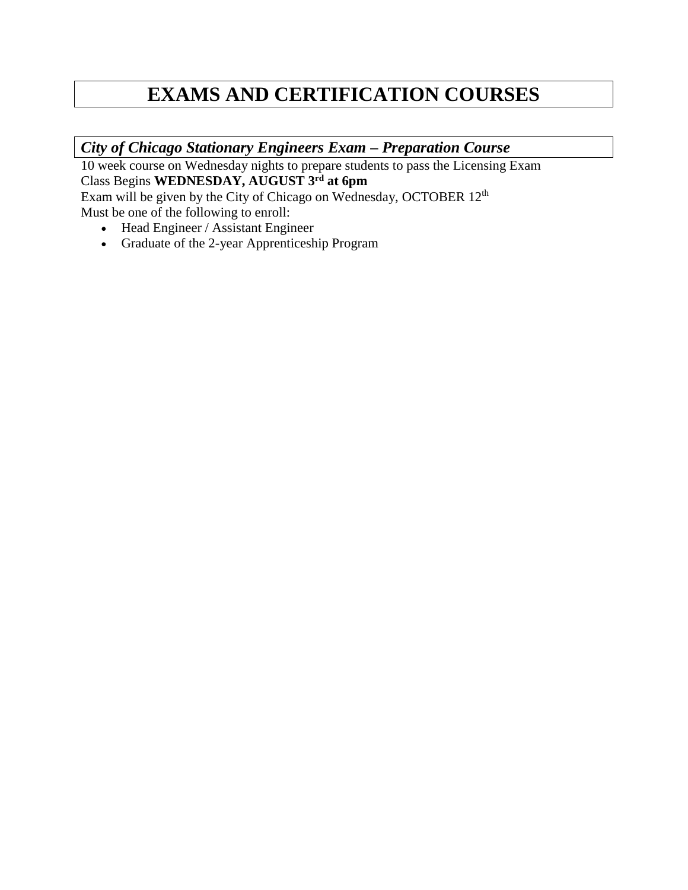# EXAMS AND CERTIFICATION COURSES

## *City of Chicago Stationary Engineers Exam – Preparation Course*

10 week course on Wednesday nights to prepare students to pass the Licensing Exam
Class Begins **WEDNESDAY, AUGUST 3rd at 6pm**
Exam will be given by the City of Chicago on Wednesday, OCTOBER 12th
Must be one of the following to enroll:

- Head Engineer / Assistant Engineer
- Graduate of the 2-year Apprenticeship Program